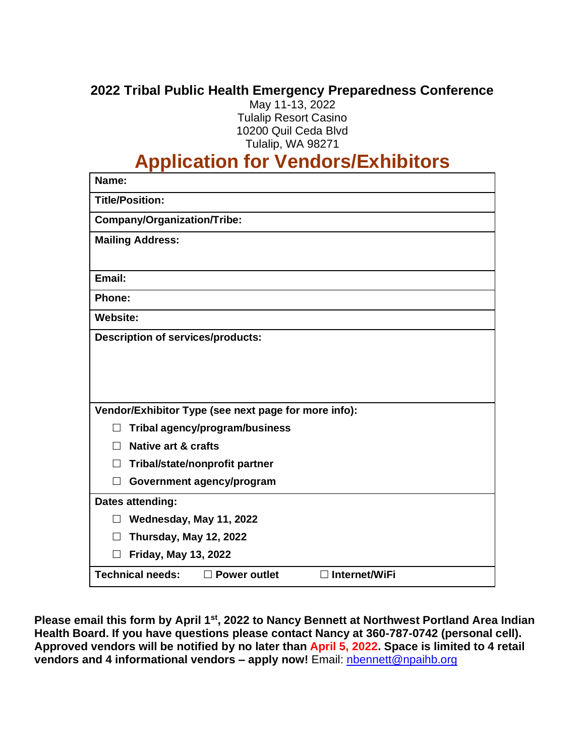**2022 Tribal Public Health Emergency Preparedness Conference**

May 11-13, 2022
Tulalip Resort Casino
10200 Quil Ceda Blvd
Tulalip, WA 98271

# Application for Vendors/Exhibitors

| **Name:** |
|---|
| **Title/Position:** |
| **Company/Organization/Tribe:** |
| **Mailing Address:** |
| **Email:** |
| **Phone:** |
| **Website:** |
| **Description of services/products:** |
| **Vendor/Exhibitor Type (see next page for more info):**<br>☐ **Tribal agency/program/business**<br>☐ **Native art & crafts**<br>☐ **Tribal/state/nonprofit partner**<br>☐ **Government agency/program** |
| **Dates attending:**<br>☐ **Wednesday, May 11, 2022**<br>☐ **Thursday, May 12, 2022**<br>☐ **Friday, May 13, 2022** |
| **Technical needs:** ☐ **Power outlet** ☐ **Internet/WiFi** |

**Please email this form by April 1st, 2022 to Nancy Bennett at Northwest Portland Area Indian Health Board. If you have questions please contact Nancy at 360-787-0742 (personal cell). Approved vendors will be notified by no later than April 5, 2022. Space is limited to 4 retail vendors and 4 informational vendors – apply now!** Email: nbennett@npaihb.org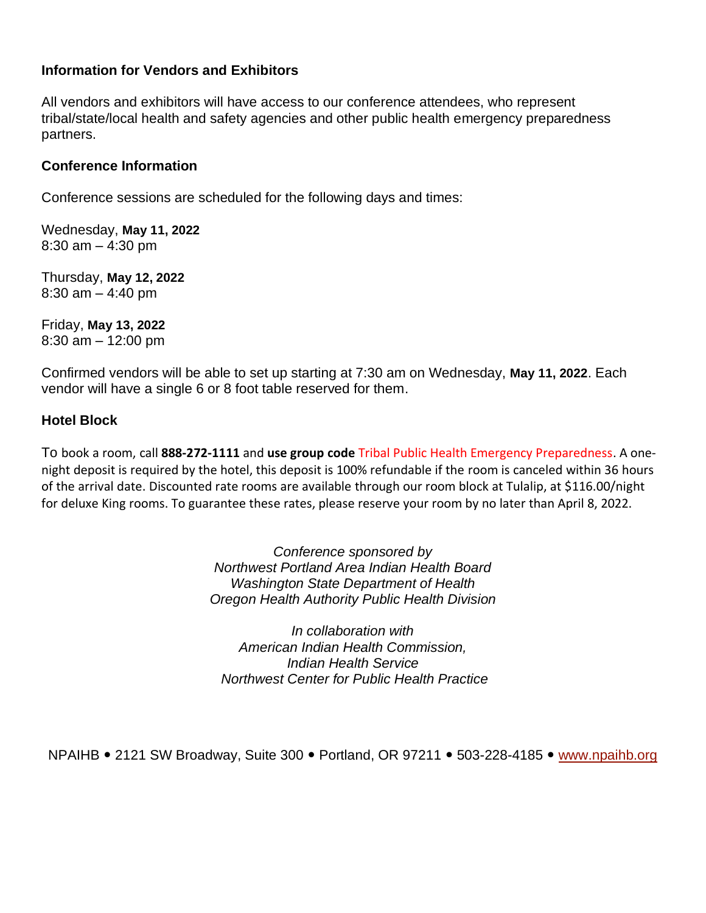### Information for Vendors and Exhibitors

All vendors and exhibitors will have access to our conference attendees, who represent tribal/state/local health and safety agencies and other public health emergency preparedness partners.

### Conference Information

Conference sessions are scheduled for the following days and times:

Wednesday, **May 11, 2022**
8:30 am – 4:30 pm

Thursday, **May 12, 2022**
8:30 am – 4:40 pm

Friday, **May 13, 2022**
8:30 am – 12:00 pm

Confirmed vendors will be able to set up starting at 7:30 am on Wednesday, **May 11, 2022**. Each vendor will have a single 6 or 8 foot table reserved for them.

### Hotel Block

To book a room, call **888-272-1111** and **use group code** Tribal Public Health Emergency Preparedness. A one-night deposit is required by the hotel, this deposit is 100% refundable if the room is canceled within 36 hours of the arrival date. Discounted rate rooms are available through our room block at Tulalip, at $116.00/night for deluxe King rooms. To guarantee these rates, please reserve your room by no later than April 8, 2022.

*Conference sponsored by*
*Northwest Portland Area Indian Health Board*
*Washington State Department of Health*
*Oregon Health Authority Public Health Division*

*In collaboration with*
*American Indian Health Commission,*
*Indian Health Service*
*Northwest Center for Public Health Practice*

NPAIHB • 2121 SW Broadway, Suite 300 • Portland, OR 97211 • 503-228-4185 • www.npaihb.org